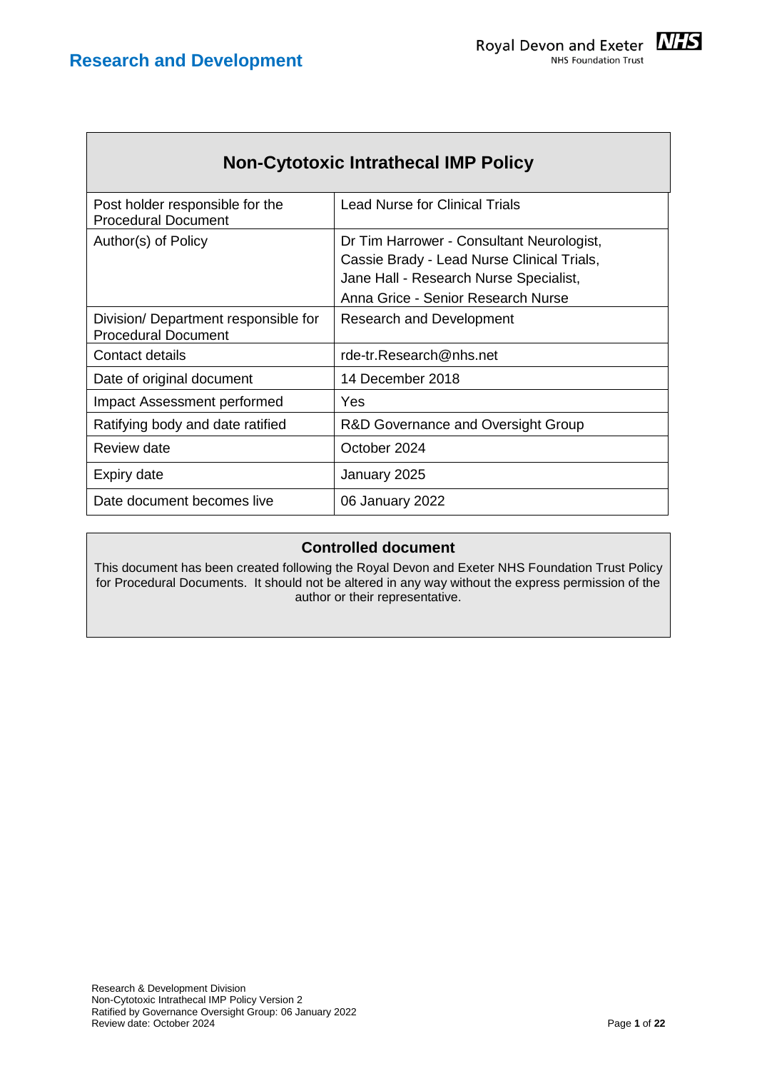# Research and Development

## Non-Cytotoxic Intrathecal IMP Policy

| | |
|---|---|
| Post holder responsible for the Procedural Document | Lead Nurse for Clinical Trials |
| Author(s) of Policy | Dr Tim Harrower - Consultant Neurologist, Cassie Brady - Lead Nurse Clinical Trials, Jane Hall - Research Nurse Specialist, Anna Grice - Senior Research Nurse |
| Division/ Department responsible for Procedural Document | Research and Development |
| Contact details | rde-tr.Research@nhs.net |
| Date of original document | 14 December 2018 |
| Impact Assessment performed | Yes |
| Ratifying body and date ratified | R&D Governance and Oversight Group |
| Review date | October 2024 |
| Expiry date | January 2025 |
| Date document becomes live | 06 January 2022 |

**Controlled document**

This document has been created following the Royal Devon and Exeter NHS Foundation Trust Policy for Procedural Documents. It should not be altered in any way without the express permission of the author or their representative.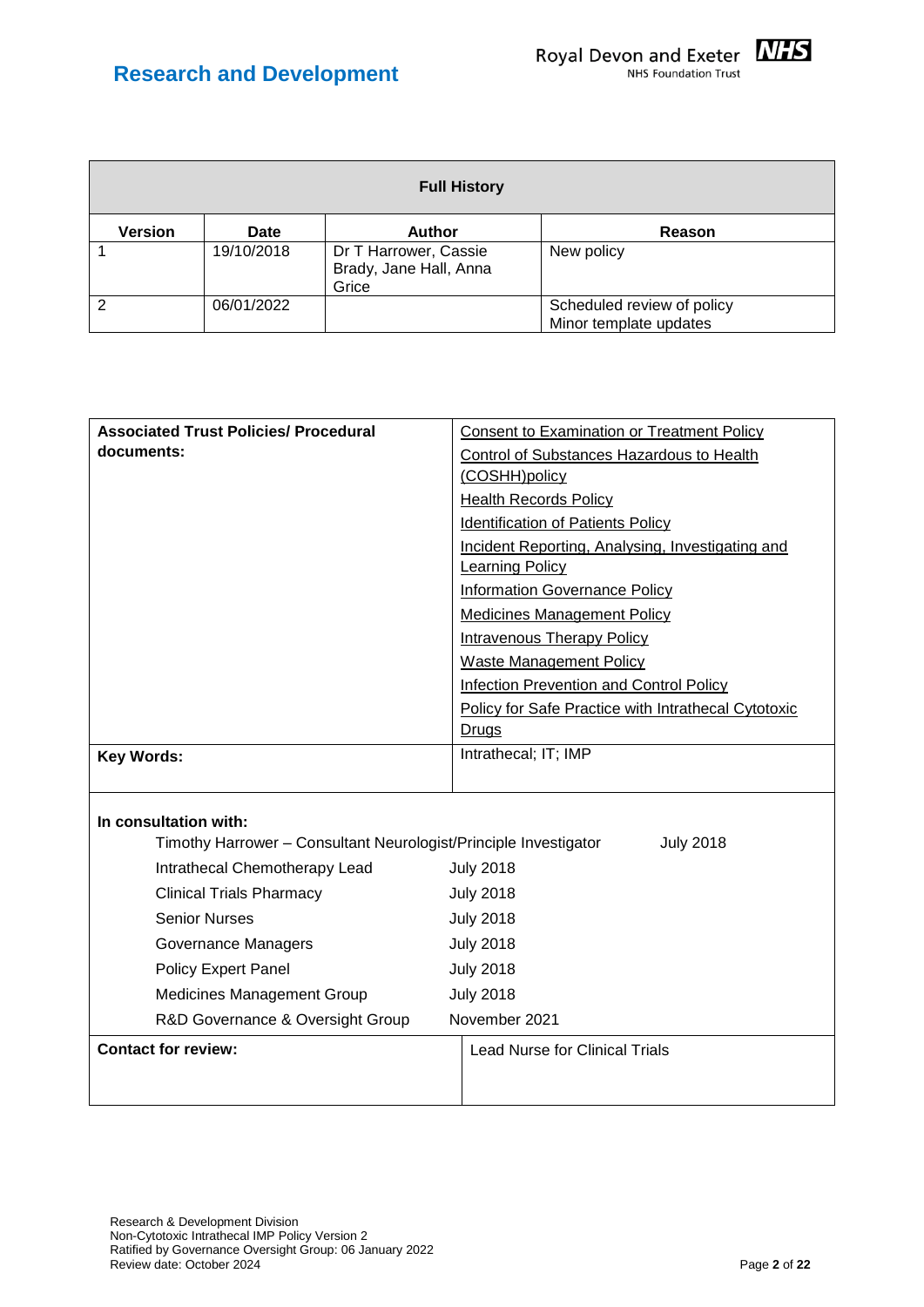| Full History | | | |
|---|---|---|---|
| **Version** | **Date** | **Author** | **Reason** |
| 1 | 19/10/2018 | Dr T Harrower, Cassie Brady, Jane Hall, Anna Grice | New policy |
| 2 | 06/01/2022 | | Scheduled review of policy<br>Minor template updates |

| | |
|---|---|
| **Associated Trust Policies/ Procedural documents:** | Consent to Examination or Treatment Policy<br>Control of Substances Hazardous to Health (COSHH)policy<br>Health Records Policy<br>Identification of Patients Policy<br>Incident Reporting, Analysing, Investigating and Learning Policy<br>Information Governance Policy<br>Medicines Management Policy<br>Intravenous Therapy Policy<br>Waste Management Policy<br>Infection Prevention and Control Policy<br>Policy for Safe Practice with Intrathecal Cytotoxic Drugs |
| **Key Words:** | Intrathecal; IT; IMP |

**In consultation with:**

| | |
|---|---|
| Timothy Harrower – Consultant Neurologist/Principle Investigator | July 2018 |
| Intrathecal Chemotherapy Lead | July 2018 |
| Clinical Trials Pharmacy | July 2018 |
| Senior Nurses | July 2018 |
| Governance Managers | July 2018 |
| Policy Expert Panel | July 2018 |
| Medicines Management Group | July 2018 |
| R&D Governance & Oversight Group | November 2021 |

| | |
|---|---|
| **Contact for review:** | Lead Nurse for Clinical Trials |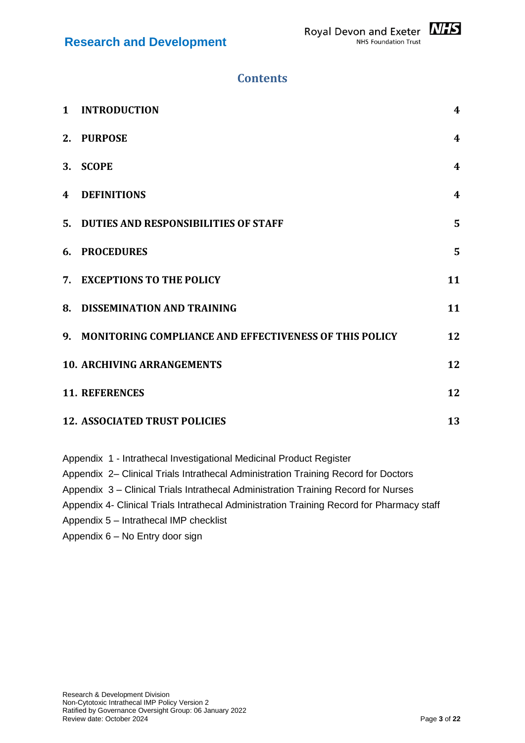# Contents

| | | |
|---|---|---|
| 1 | INTRODUCTION | 4 |
| 2. | PURPOSE | 4 |
| 3. | SCOPE | 4 |
| 4 | DEFINITIONS | 4 |
| 5. | DUTIES AND RESPONSIBILITIES OF STAFF | 5 |
| 6. | PROCEDURES | 5 |
| 7. | EXCEPTIONS TO THE POLICY | 11 |
| 8. | DISSEMINATION AND TRAINING | 11 |
| 9. | MONITORING COMPLIANCE AND EFFECTIVENESS OF THIS POLICY | 12 |
| 10. | ARCHIVING ARRANGEMENTS | 12 |
| 11. | REFERENCES | 12 |
| 12. | ASSOCIATED TRUST POLICIES | 13 |

Appendix 1 - Intrathecal Investigational Medicinal Product Register
Appendix 2– Clinical Trials Intrathecal Administration Training Record for Doctors
Appendix 3 – Clinical Trials Intrathecal Administration Training Record for Nurses
Appendix 4- Clinical Trials Intrathecal Administration Training Record for Pharmacy staff
Appendix 5 – Intrathecal IMP checklist
Appendix 6 – No Entry door sign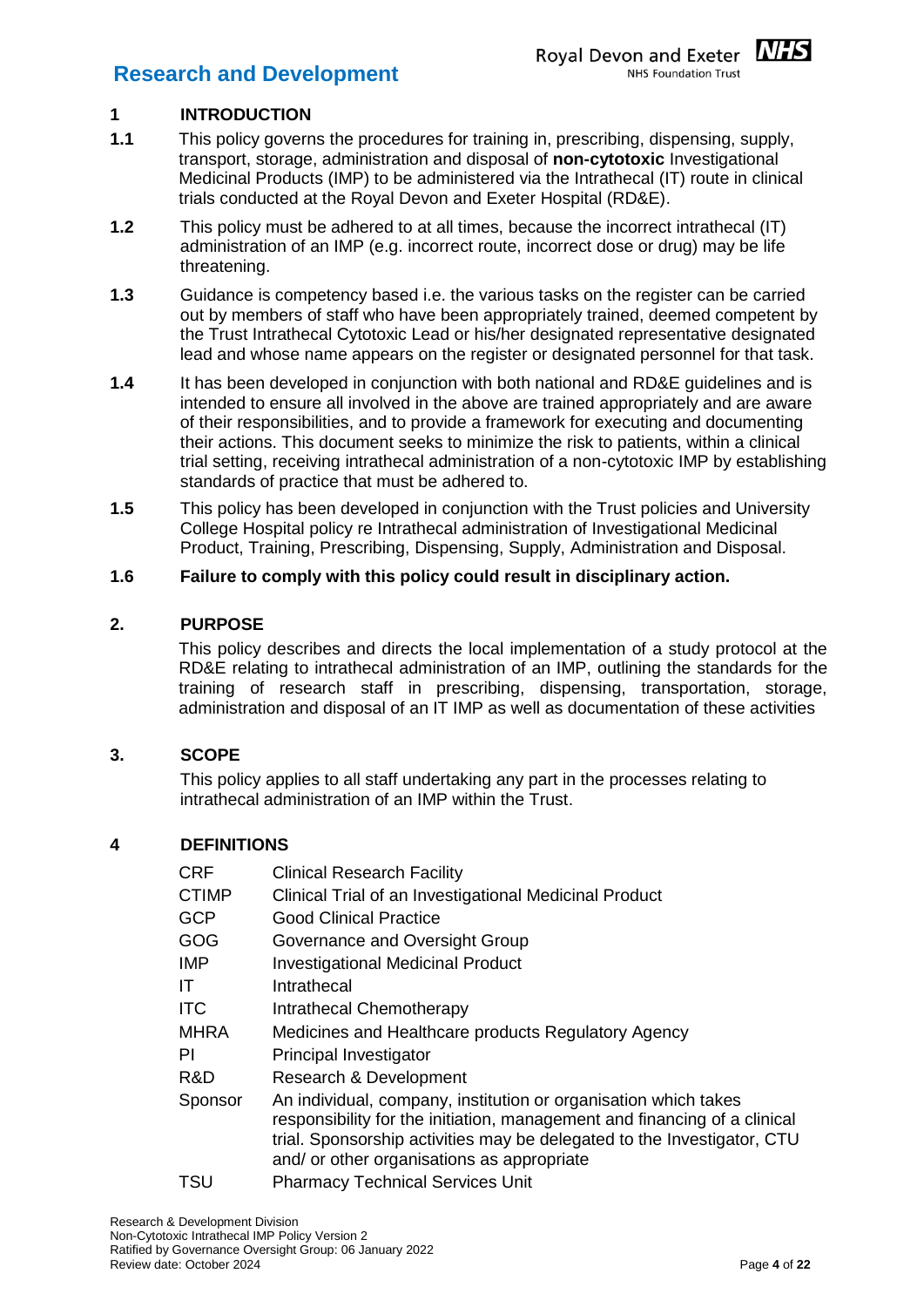## 1 INTRODUCTION

**1.1** This policy governs the procedures for training in, prescribing, dispensing, supply, transport, storage, administration and disposal of **non-cytotoxic** Investigational Medicinal Products (IMP) to be administered via the Intrathecal (IT) route in clinical trials conducted at the Royal Devon and Exeter Hospital (RD&E).

**1.2** This policy must be adhered to at all times, because the incorrect intrathecal (IT) administration of an IMP (e.g. incorrect route, incorrect dose or drug) may be life threatening.

**1.3** Guidance is competency based i.e. the various tasks on the register can be carried out by members of staff who have been appropriately trained, deemed competent by the Trust Intrathecal Cytotoxic Lead or his/her designated representative designated lead and whose name appears on the register or designated personnel for that task.

**1.4** It has been developed in conjunction with both national and RD&E guidelines and is intended to ensure all involved in the above are trained appropriately and are aware of their responsibilities, and to provide a framework for executing and documenting their actions. This document seeks to minimize the risk to patients, within a clinical trial setting, receiving intrathecal administration of a non-cytotoxic IMP by establishing standards of practice that must be adhered to.

**1.5** This policy has been developed in conjunction with the Trust policies and University College Hospital policy re Intrathecal administration of Investigational Medicinal Product, Training, Prescribing, Dispensing, Supply, Administration and Disposal.

**1.6 Failure to comply with this policy could result in disciplinary action.**

## 2. PURPOSE

This policy describes and directs the local implementation of a study protocol at the RD&E relating to intrathecal administration of an IMP, outlining the standards for the training of research staff in prescribing, dispensing, transportation, storage, administration and disposal of an IT IMP as well as documentation of these activities

## 3. SCOPE

This policy applies to all staff undertaking any part in the processes relating to intrathecal administration of an IMP within the Trust.

## 4 DEFINITIONS

| | |
|---|---|
| CRF | Clinical Research Facility |
| CTIMP | Clinical Trial of an Investigational Medicinal Product |
| GCP | Good Clinical Practice |
| GOG | Governance and Oversight Group |
| IMP | Investigational Medicinal Product |
| IT | Intrathecal |
| ITC | Intrathecal Chemotherapy |
| MHRA | Medicines and Healthcare products Regulatory Agency |
| PI | Principal Investigator |
| R&D | Research & Development |
| Sponsor | An individual, company, institution or organisation which takes responsibility for the initiation, management and financing of a clinical trial. Sponsorship activities may be delegated to the Investigator, CTU and/ or other organisations as appropriate |
| TSU | Pharmacy Technical Services Unit |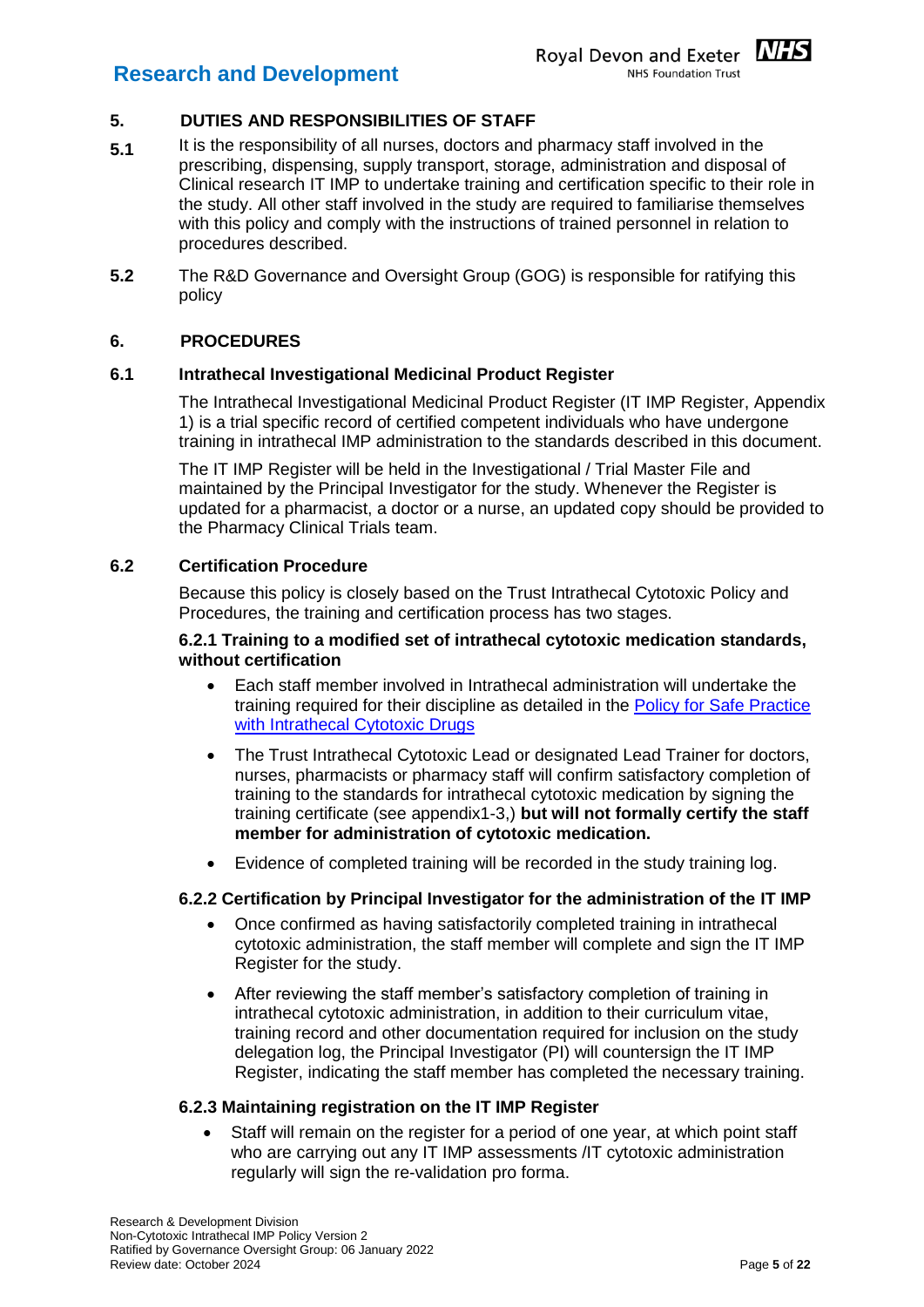## 5. DUTIES AND RESPONSIBILITIES OF STAFF

**5.1** It is the responsibility of all nurses, doctors and pharmacy staff involved in the prescribing, dispensing, supply transport, storage, administration and disposal of Clinical research IT IMP to undertake training and certification specific to their role in the study. All other staff involved in the study are required to familiarise themselves with this policy and comply with the instructions of trained personnel in relation to procedures described.

**5.2** The R&D Governance and Oversight Group (GOG) is responsible for ratifying this policy

## 6. PROCEDURES

### 6.1 Intrathecal Investigational Medicinal Product Register

The Intrathecal Investigational Medicinal Product Register (IT IMP Register, Appendix 1) is a trial specific record of certified competent individuals who have undergone training in intrathecal IMP administration to the standards described in this document.

The IT IMP Register will be held in the Investigational / Trial Master File and maintained by the Principal Investigator for the study. Whenever the Register is updated for a pharmacist, a doctor or a nurse, an updated copy should be provided to the Pharmacy Clinical Trials team.

### 6.2 Certification Procedure

Because this policy is closely based on the Trust Intrathecal Cytotoxic Policy and Procedures, the training and certification process has two stages.

#### 6.2.1 Training to a modified set of intrathecal cytotoxic medication standards, without certification

- Each staff member involved in Intrathecal administration will undertake the training required for their discipline as detailed in the Policy for Safe Practice with Intrathecal Cytotoxic Drugs
- The Trust Intrathecal Cytotoxic Lead or designated Lead Trainer for doctors, nurses, pharmacists or pharmacy staff will confirm satisfactory completion of training to the standards for intrathecal cytotoxic medication by signing the training certificate (see appendix1-3,) **but will not formally certify the staff member for administration of cytotoxic medication.**
- Evidence of completed training will be recorded in the study training log.

#### 6.2.2 Certification by Principal Investigator for the administration of the IT IMP

- Once confirmed as having satisfactorily completed training in intrathecal cytotoxic administration, the staff member will complete and sign the IT IMP Register for the study.
- After reviewing the staff member's satisfactory completion of training in intrathecal cytotoxic administration, in addition to their curriculum vitae, training record and other documentation required for inclusion on the study delegation log, the Principal Investigator (PI) will countersign the IT IMP Register, indicating the staff member has completed the necessary training.

#### 6.2.3 Maintaining registration on the IT IMP Register

- Staff will remain on the register for a period of one year, at which point staff who are carrying out any IT IMP assessments /IT cytotoxic administration regularly will sign the re-validation pro forma.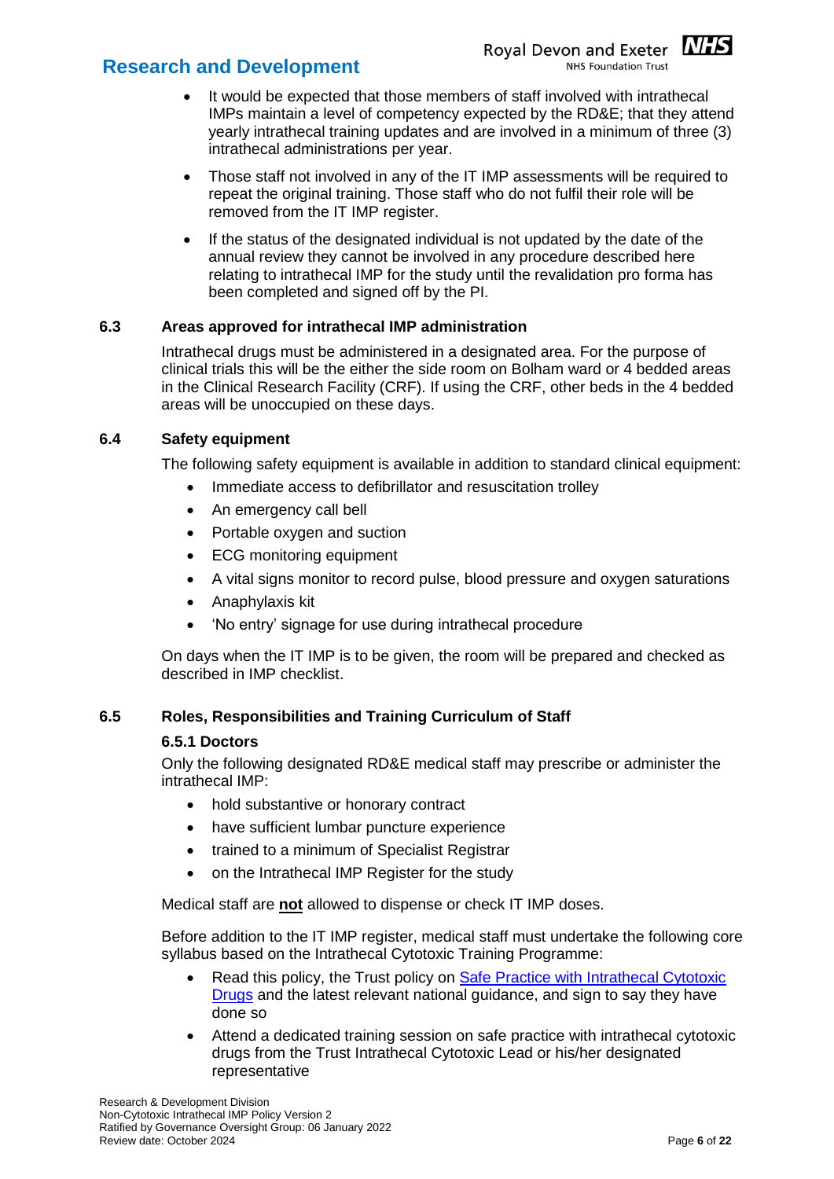- It would be expected that those members of staff involved with intrathecal IMPs maintain a level of competency expected by the RD&E; that they attend yearly intrathecal training updates and are involved in a minimum of three (3) intrathecal administrations per year.
- Those staff not involved in any of the IT IMP assessments will be required to repeat the original training. Those staff who do not fulfil their role will be removed from the IT IMP register.
- If the status of the designated individual is not updated by the date of the annual review they cannot be involved in any procedure described here relating to intrathecal IMP for the study until the revalidation pro forma has been completed and signed off by the PI.

### 6.3 Areas approved for intrathecal IMP administration

Intrathecal drugs must be administered in a designated area. For the purpose of clinical trials this will be the either the side room on Bolham ward or 4 bedded areas in the Clinical Research Facility (CRF). If using the CRF, other beds in the 4 bedded areas will be unoccupied on these days.

### 6.4 Safety equipment

The following safety equipment is available in addition to standard clinical equipment:

- Immediate access to defibrillator and resuscitation trolley
- An emergency call bell
- Portable oxygen and suction
- ECG monitoring equipment
- A vital signs monitor to record pulse, blood pressure and oxygen saturations
- Anaphylaxis kit
- 'No entry' signage for use during intrathecal procedure

On days when the IT IMP is to be given, the room will be prepared and checked as described in IMP checklist.

### 6.5 Roles, Responsibilities and Training Curriculum of Staff

#### 6.5.1 Doctors

Only the following designated RD&E medical staff may prescribe or administer the intrathecal IMP:

- hold substantive or honorary contract
- have sufficient lumbar puncture experience
- trained to a minimum of Specialist Registrar
- on the Intrathecal IMP Register for the study

Medical staff are **not** allowed to dispense or check IT IMP doses.

Before addition to the IT IMP register, medical staff must undertake the following core syllabus based on the Intrathecal Cytotoxic Training Programme:

- Read this policy, the Trust policy on Safe Practice with Intrathecal Cytotoxic Drugs and the latest relevant national guidance, and sign to say they have done so
- Attend a dedicated training session on safe practice with intrathecal cytotoxic drugs from the Trust Intrathecal Cytotoxic Lead or his/her designated representative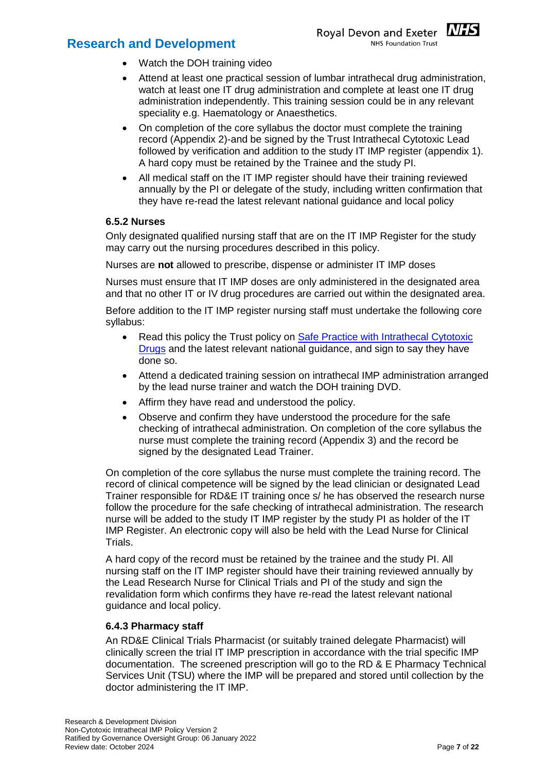- Watch the DOH training video
- Attend at least one practical session of lumbar intrathecal drug administration, watch at least one IT drug administration and complete at least one IT drug administration independently. This training session could be in any relevant speciality e.g. Haematology or Anaesthetics.
- On completion of the core syllabus the doctor must complete the training record (Appendix 2)-and be signed by the Trust Intrathecal Cytotoxic Lead followed by verification and addition to the study IT IMP register (appendix 1). A hard copy must be retained by the Trainee and the study PI.
- All medical staff on the IT IMP register should have their training reviewed annually by the PI or delegate of the study, including written confirmation that they have re-read the latest relevant national guidance and local policy

### 6.5.2 Nurses

Only designated qualified nursing staff that are on the IT IMP Register for the study may carry out the nursing procedures described in this policy.

Nurses are **not** allowed to prescribe, dispense or administer IT IMP doses

Nurses must ensure that IT IMP doses are only administered in the designated area and that no other IT or IV drug procedures are carried out within the designated area.

Before addition to the IT IMP register nursing staff must undertake the following core syllabus:

- Read this policy the Trust policy on [Safe Practice with Intrathecal Cytotoxic Drugs]() and the latest relevant national guidance, and sign to say they have done so.
- Attend a dedicated training session on intrathecal IMP administration arranged by the lead nurse trainer and watch the DOH training DVD.
- Affirm they have read and understood the policy.
- Observe and confirm they have understood the procedure for the safe checking of intrathecal administration. On completion of the core syllabus the nurse must complete the training record (Appendix 3) and the record be signed by the designated Lead Trainer.

On completion of the core syllabus the nurse must complete the training record. The record of clinical competence will be signed by the lead clinician or designated Lead Trainer responsible for RD&E IT training once s/ he has observed the research nurse follow the procedure for the safe checking of intrathecal administration. The research nurse will be added to the study IT IMP register by the study PI as holder of the IT IMP Register. An electronic copy will also be held with the Lead Nurse for Clinical Trials.

A hard copy of the record must be retained by the trainee and the study PI. All nursing staff on the IT IMP register should have their training reviewed annually by the Lead Research Nurse for Clinical Trials and PI of the study and sign the revalidation form which confirms they have re-read the latest relevant national guidance and local policy.

### 6.4.3 Pharmacy staff

An RD&E Clinical Trials Pharmacist (or suitably trained delegate Pharmacist) will clinically screen the trial IT IMP prescription in accordance with the trial specific IMP documentation. The screened prescription will go to the RD & E Pharmacy Technical Services Unit (TSU) where the IMP will be prepared and stored until collection by the doctor administering the IT IMP.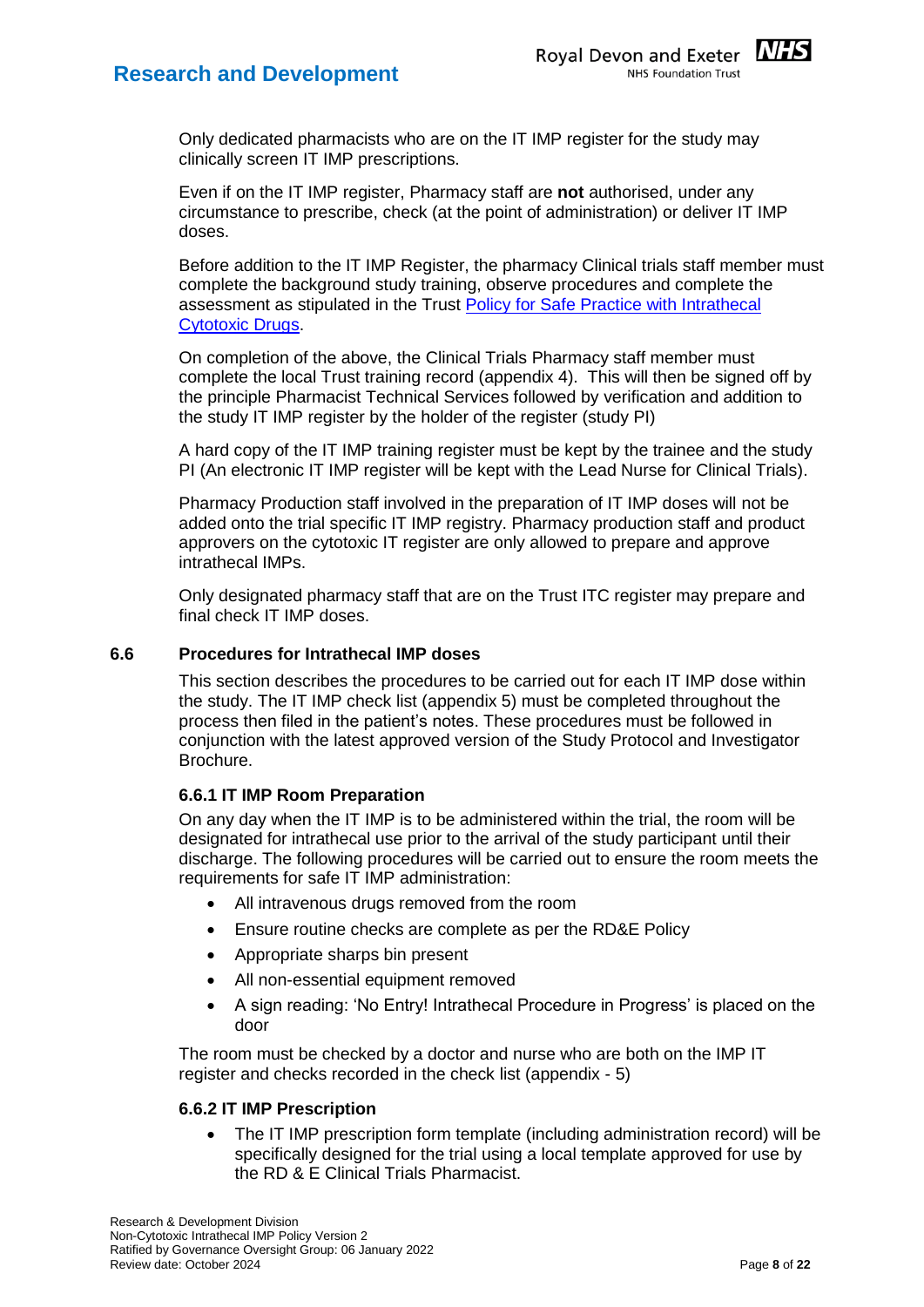Only dedicated pharmacists who are on the IT IMP register for the study may clinically screen IT IMP prescriptions.

Even if on the IT IMP register, Pharmacy staff are **not** authorised, under any circumstance to prescribe, check (at the point of administration) or deliver IT IMP doses.

Before addition to the IT IMP Register, the pharmacy Clinical trials staff member must complete the background study training, observe procedures and complete the assessment as stipulated in the Trust Policy for Safe Practice with Intrathecal Cytotoxic Drugs.

On completion of the above, the Clinical Trials Pharmacy staff member must complete the local Trust training record (appendix 4). This will then be signed off by the principle Pharmacist Technical Services followed by verification and addition to the study IT IMP register by the holder of the register (study PI)

A hard copy of the IT IMP training register must be kept by the trainee and the study PI (An electronic IT IMP register will be kept with the Lead Nurse for Clinical Trials).

Pharmacy Production staff involved in the preparation of IT IMP doses will not be added onto the trial specific IT IMP registry. Pharmacy production staff and product approvers on the cytotoxic IT register are only allowed to prepare and approve intrathecal IMPs.

Only designated pharmacy staff that are on the Trust ITC register may prepare and final check IT IMP doses.

## 6.6 Procedures for Intrathecal IMP doses

This section describes the procedures to be carried out for each IT IMP dose within the study. The IT IMP check list (appendix 5) must be completed throughout the process then filed in the patient's notes. These procedures must be followed in conjunction with the latest approved version of the Study Protocol and Investigator Brochure.

### 6.6.1 IT IMP Room Preparation

On any day when the IT IMP is to be administered within the trial, the room will be designated for intrathecal use prior to the arrival of the study participant until their discharge. The following procedures will be carried out to ensure the room meets the requirements for safe IT IMP administration:

- All intravenous drugs removed from the room
- Ensure routine checks are complete as per the RD&E Policy
- Appropriate sharps bin present
- All non-essential equipment removed
- A sign reading: 'No Entry! Intrathecal Procedure in Progress' is placed on the door

The room must be checked by a doctor and nurse who are both on the IMP IT register and checks recorded in the check list (appendix - 5)

### 6.6.2 IT IMP Prescription

- The IT IMP prescription form template (including administration record) will be specifically designed for the trial using a local template approved for use by the RD & E Clinical Trials Pharmacist.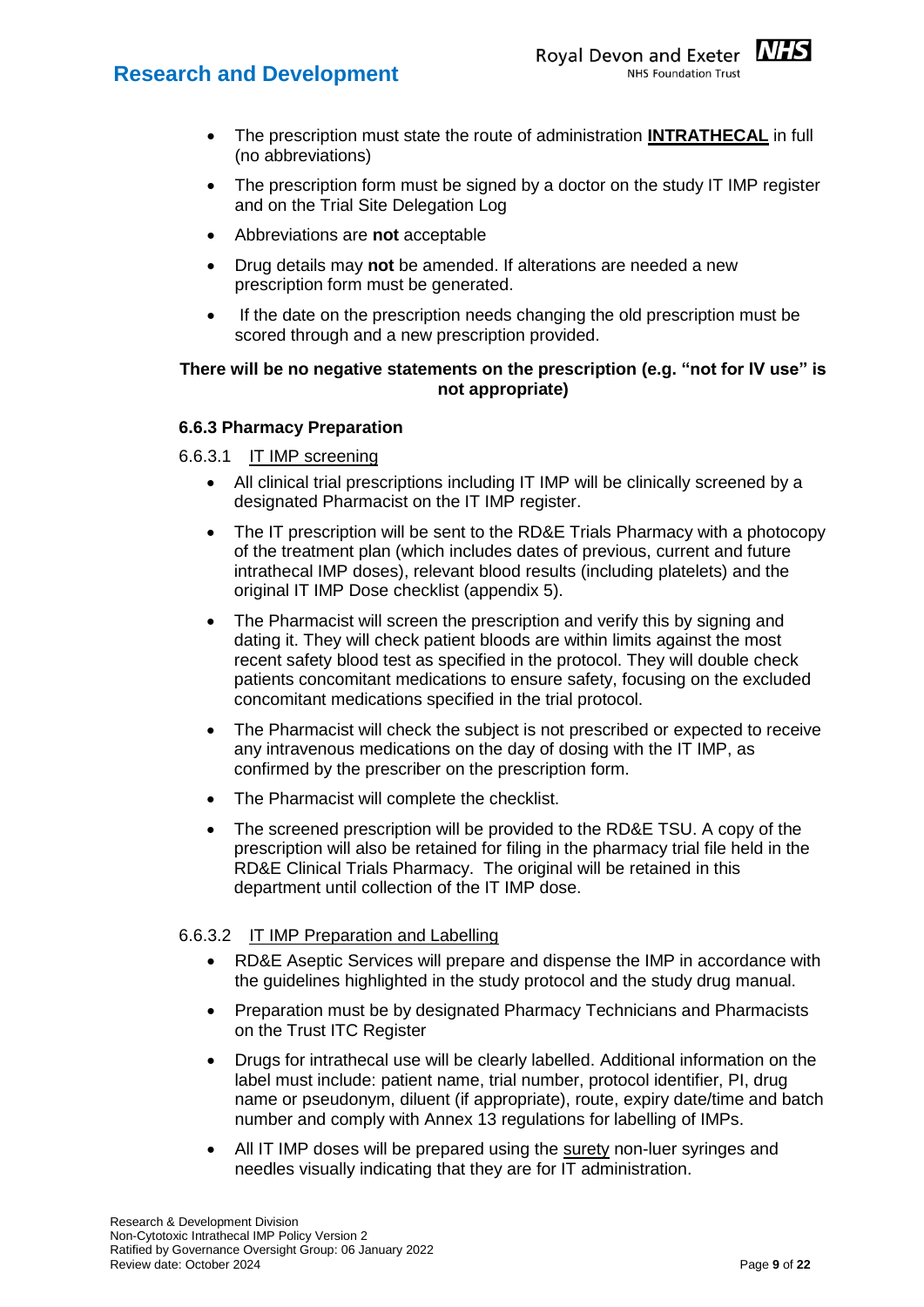- The prescription must state the route of administration **INTRATHECAL** in full (no abbreviations)
- The prescription form must be signed by a doctor on the study IT IMP register and on the Trial Site Delegation Log
- Abbreviations are **not** acceptable
- Drug details may **not** be amended. If alterations are needed a new prescription form must be generated.
- If the date on the prescription needs changing the old prescription must be scored through and a new prescription provided.

**There will be no negative statements on the prescription (e.g. "not for IV use" is not appropriate)**

#### 6.6.3 Pharmacy Preparation

6.6.3.1 IT IMP screening

- All clinical trial prescriptions including IT IMP will be clinically screened by a designated Pharmacist on the IT IMP register.
- The IT prescription will be sent to the RD&E Trials Pharmacy with a photocopy of the treatment plan (which includes dates of previous, current and future intrathecal IMP doses), relevant blood results (including platelets) and the original IT IMP Dose checklist (appendix 5).
- The Pharmacist will screen the prescription and verify this by signing and dating it. They will check patient bloods are within limits against the most recent safety blood test as specified in the protocol. They will double check patients concomitant medications to ensure safety, focusing on the excluded concomitant medications specified in the trial protocol.
- The Pharmacist will check the subject is not prescribed or expected to receive any intravenous medications on the day of dosing with the IT IMP, as confirmed by the prescriber on the prescription form.
- The Pharmacist will complete the checklist.
- The screened prescription will be provided to the RD&E TSU. A copy of the prescription will also be retained for filing in the pharmacy trial file held in the RD&E Clinical Trials Pharmacy. The original will be retained in this department until collection of the IT IMP dose.

6.6.3.2 IT IMP Preparation and Labelling

- RD&E Aseptic Services will prepare and dispense the IMP in accordance with the guidelines highlighted in the study protocol and the study drug manual.
- Preparation must be by designated Pharmacy Technicians and Pharmacists on the Trust ITC Register
- Drugs for intrathecal use will be clearly labelled. Additional information on the label must include: patient name, trial number, protocol identifier, PI, drug name or pseudonym, diluent (if appropriate), route, expiry date/time and batch number and comply with Annex 13 regulations for labelling of IMPs.
- All IT IMP doses will be prepared using the surety non-luer syringes and needles visually indicating that they are for IT administration.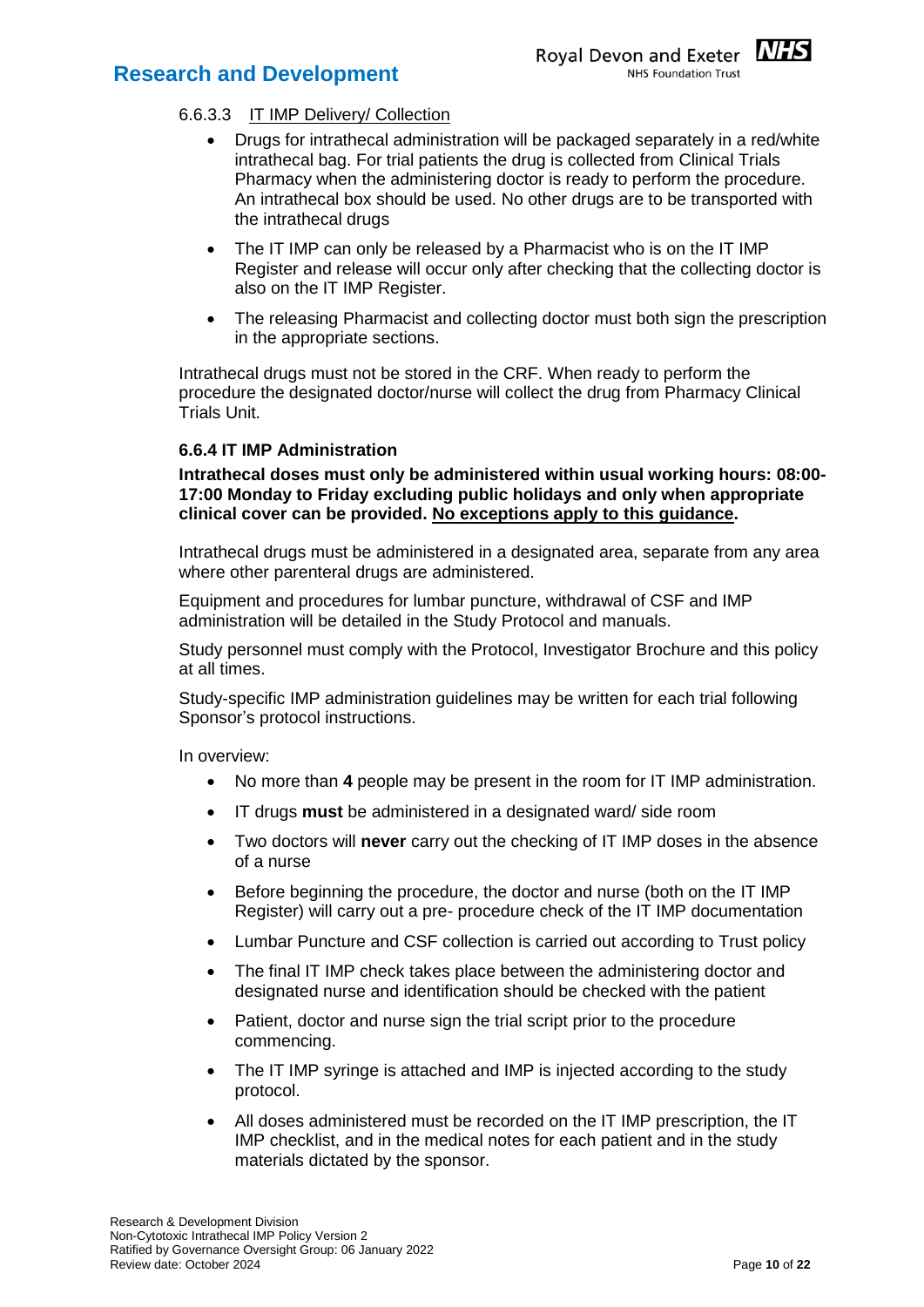#### 6.6.3.3 IT IMP Delivery/ Collection

- Drugs for intrathecal administration will be packaged separately in a red/white intrathecal bag. For trial patients the drug is collected from Clinical Trials Pharmacy when the administering doctor is ready to perform the procedure. An intrathecal box should be used. No other drugs are to be transported with the intrathecal drugs
- The IT IMP can only be released by a Pharmacist who is on the IT IMP Register and release will occur only after checking that the collecting doctor is also on the IT IMP Register.
- The releasing Pharmacist and collecting doctor must both sign the prescription in the appropriate sections.

Intrathecal drugs must not be stored in the CRF. When ready to perform the procedure the designated doctor/nurse will collect the drug from Pharmacy Clinical Trials Unit.

### 6.6.4 IT IMP Administration

**Intrathecal doses must only be administered within usual working hours: 08:00-17:00 Monday to Friday excluding public holidays and only when appropriate clinical cover can be provided. No exceptions apply to this guidance.**

Intrathecal drugs must be administered in a designated area, separate from any area where other parenteral drugs are administered.

Equipment and procedures for lumbar puncture, withdrawal of CSF and IMP administration will be detailed in the Study Protocol and manuals.

Study personnel must comply with the Protocol, Investigator Brochure and this policy at all times.

Study-specific IMP administration guidelines may be written for each trial following Sponsor's protocol instructions.

In overview:

- No more than **4** people may be present in the room for IT IMP administration.
- IT drugs **must** be administered in a designated ward/ side room
- Two doctors will **never** carry out the checking of IT IMP doses in the absence of a nurse
- Before beginning the procedure, the doctor and nurse (both on the IT IMP Register) will carry out a pre- procedure check of the IT IMP documentation
- Lumbar Puncture and CSF collection is carried out according to Trust policy
- The final IT IMP check takes place between the administering doctor and designated nurse and identification should be checked with the patient
- Patient, doctor and nurse sign the trial script prior to the procedure commencing.
- The IT IMP syringe is attached and IMP is injected according to the study protocol.
- All doses administered must be recorded on the IT IMP prescription, the IT IMP checklist, and in the medical notes for each patient and in the study materials dictated by the sponsor.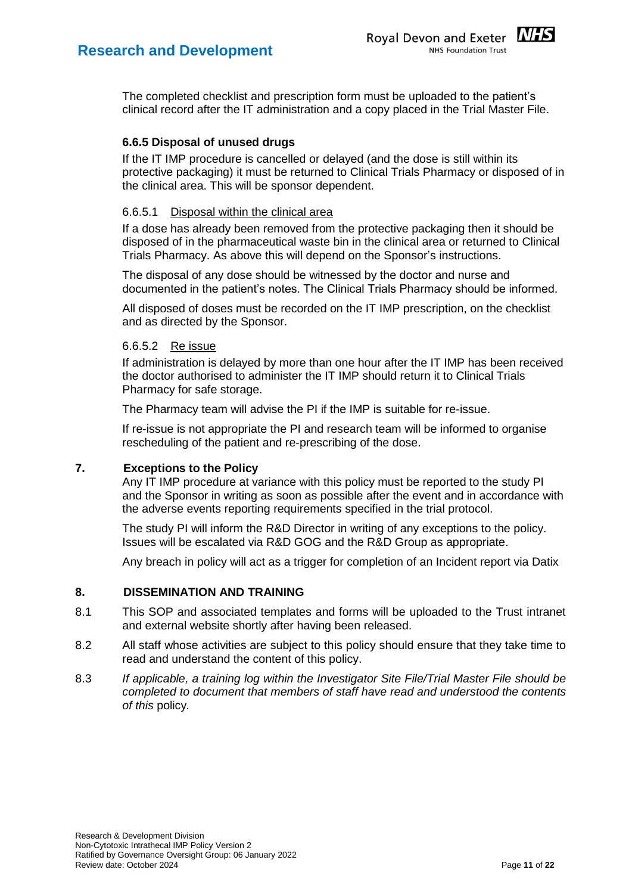The completed checklist and prescription form must be uploaded to the patient's clinical record after the IT administration and a copy placed in the Trial Master File.

### 6.6.5 Disposal of unused drugs

If the IT IMP procedure is cancelled or delayed (and the dose is still within its protective packaging) it must be returned to Clinical Trials Pharmacy or disposed of in the clinical area. This will be sponsor dependent.

#### 6.6.5.1 Disposal within the clinical area

If a dose has already been removed from the protective packaging then it should be disposed of in the pharmaceutical waste bin in the clinical area or returned to Clinical Trials Pharmacy. As above this will depend on the Sponsor's instructions.

The disposal of any dose should be witnessed by the doctor and nurse and documented in the patient's notes. The Clinical Trials Pharmacy should be informed.

All disposed of doses must be recorded on the IT IMP prescription, on the checklist and as directed by the Sponsor.

#### 6.6.5.2 Re issue

If administration is delayed by more than one hour after the IT IMP has been received the doctor authorised to administer the IT IMP should return it to Clinical Trials Pharmacy for safe storage.

The Pharmacy team will advise the PI if the IMP is suitable for re-issue.

If re-issue is not appropriate the PI and research team will be informed to organise rescheduling of the patient and re-prescribing of the dose.

## 7. Exceptions to the Policy

Any IT IMP procedure at variance with this policy must be reported to the study PI and the Sponsor in writing as soon as possible after the event and in accordance with the adverse events reporting requirements specified in the trial protocol.

The study PI will inform the R&D Director in writing of any exceptions to the policy. Issues will be escalated via R&D GOG and the R&D Group as appropriate.

Any breach in policy will act as a trigger for completion of an Incident report via Datix

## 8. DISSEMINATION AND TRAINING

8.1 This SOP and associated templates and forms will be uploaded to the Trust intranet and external website shortly after having been released.

8.2 All staff whose activities are subject to this policy should ensure that they take time to read and understand the content of this policy.

8.3 *If applicable, a training log within the Investigator Site File/Trial Master File should be completed to document that members of staff have read and understood the contents of this* policy.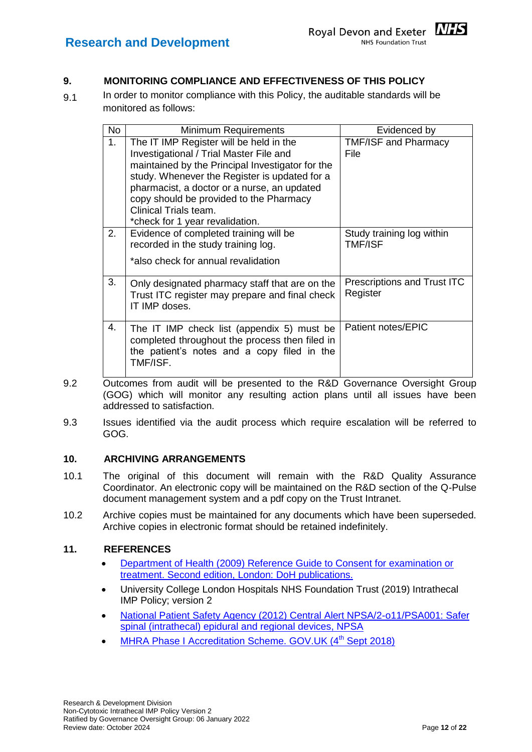## 9. MONITORING COMPLIANCE AND EFFECTIVENESS OF THIS POLICY

9.1 In order to monitor compliance with this Policy, the auditable standards will be monitored as follows:

| No | Minimum Requirements | Evidenced by |
|---|---|---|
| 1. | The IT IMP Register will be held in the Investigational / Trial Master File and maintained by the Principal Investigator for the study. Whenever the Register is updated for a pharmacist, a doctor or a nurse, an updated copy should be provided to the Pharmacy Clinical Trials team. *check for 1 year revalidation. | TMF/ISF and Pharmacy File |
| 2. | Evidence of completed training will be recorded in the study training log. *also check for annual revalidation | Study training log within TMF/ISF |
| 3. | Only designated pharmacy staff that are on the Trust ITC register may prepare and final check IT IMP doses. | Prescriptions and Trust ITC Register |
| 4. | The IT IMP check list (appendix 5) must be completed throughout the process then filed in the patient's notes and a copy filed in the TMF/ISF. | Patient notes/EPIC |

9.2 Outcomes from audit will be presented to the R&D Governance Oversight Group (GOG) which will monitor any resulting action plans until all issues have been addressed to satisfaction.

9.3 Issues identified via the audit process which require escalation will be referred to GOG.

## 10. ARCHIVING ARRANGEMENTS

10.1 The original of this document will remain with the R&D Quality Assurance Coordinator. An electronic copy will be maintained on the R&D section of the Q-Pulse document management system and a pdf copy on the Trust Intranet.

10.2 Archive copies must be maintained for any documents which have been superseded. Archive copies in electronic format should be retained indefinitely.

## 11. REFERENCES

- Department of Health (2009) Reference Guide to Consent for examination or treatment. Second edition, London: DoH publications.
- University College London Hospitals NHS Foundation Trust (2019) Intrathecal IMP Policy; version 2
- National Patient Safety Agency (2012) Central Alert NPSA/2-o11/PSA001: Safer spinal (intrathecal) epidural and regional devices, NPSA
- MHRA Phase I Accreditation Scheme. GOV.UK (4th Sept 2018)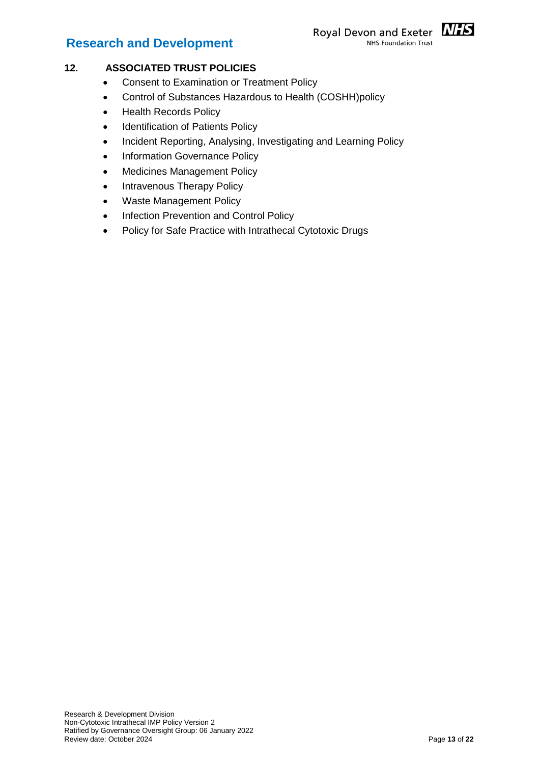## 12. ASSOCIATED TRUST POLICIES

- Consent to Examination or Treatment Policy
- Control of Substances Hazardous to Health (COSHH)policy
- Health Records Policy
- Identification of Patients Policy
- Incident Reporting, Analysing, Investigating and Learning Policy
- Information Governance Policy
- Medicines Management Policy
- Intravenous Therapy Policy
- Waste Management Policy
- Infection Prevention and Control Policy
- Policy for Safe Practice with Intrathecal Cytotoxic Drugs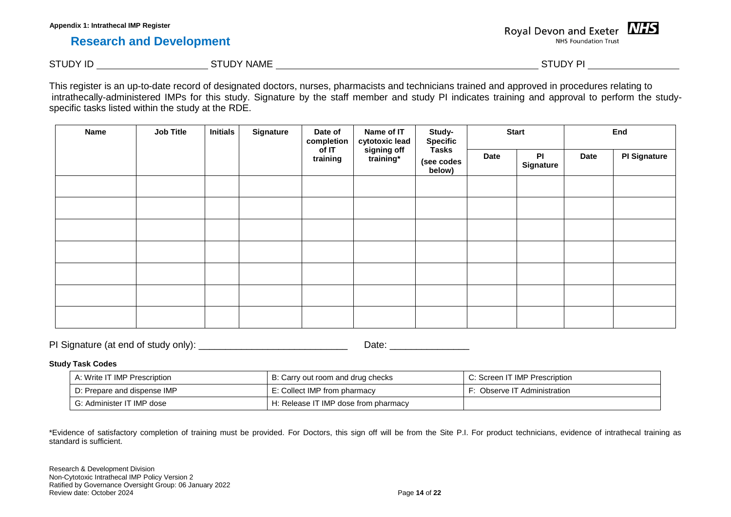**Appendix 1: Intrathecal IMP Register**

## Research and Development

STUDY ID ____________________ STUDY NAME ______________________________________________ STUDY PI ________________

This register is an up-to-date record of designated doctors, nurses, pharmacists and technicians trained and approved in procedures relating to intrathecally-administered IMPs for this study. Signature by the staff member and study PI indicates training and approval to perform the study-specific tasks listed within the study at the RDE.

| Name | Job Title | Initials | Signature | Date of completion of IT training | Name of IT cytotoxic lead signing off training* | Study-Specific Tasks (see codes below) | Start | | End | |
|---|---|---|---|---|---|---|---|---|---|---|
| | | | | | | | Date | PI Signature | Date | PI Signature |
| | | | | | | | | | | |
| | | | | | | | | | | |
| | | | | | | | | | | |
| | | | | | | | | | | |
| | | | | | | | | | | |
| | | | | | | | | | | |
| | | | | | | | | | | |

PI Signature (at end of study only): ___________________________ Date: ______________

**Study Task Codes**

| | | |
|---|---|---|
| A: Write IT IMP Prescription | B: Carry out room and drug checks | C: Screen IT IMP Prescription |
| D: Prepare and dispense IMP | E: Collect IMP from pharmacy | F: Observe IT Administration |
| G: Administer IT IMP dose | H: Release IT IMP dose from pharmacy | |

*Evidence of satisfactory completion of training must be provided. For Doctors, this sign off will be from the Site P.I. For product technicians, evidence of intrathecal training as standard is sufficient.

Research & Development Division
Non-Cytotoxic Intrathecal IMP Policy Version 2
Ratified by Governance Oversight Group: 06 January 2022
Review date: October 2024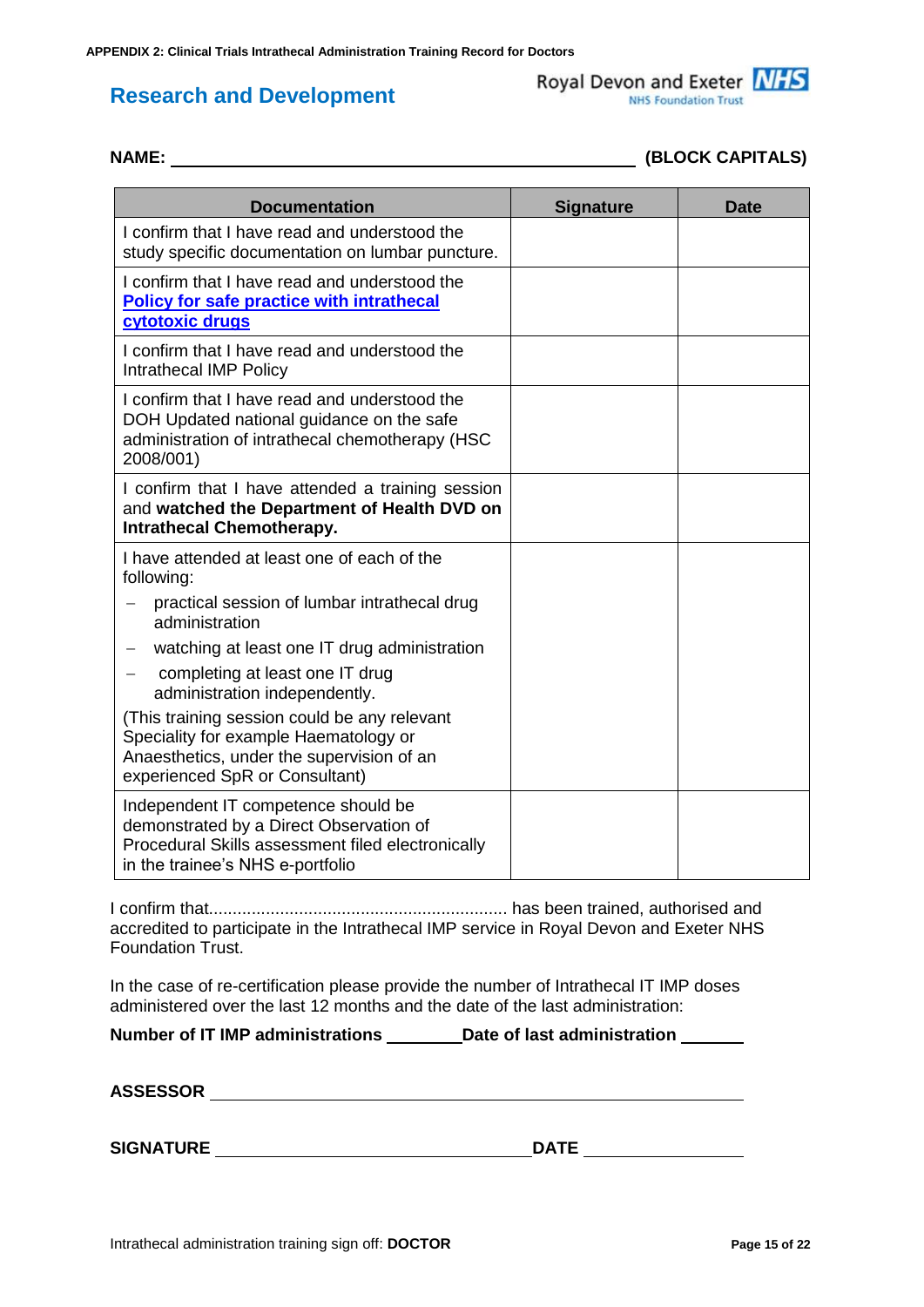**APPENDIX 2: Clinical Trials Intrathecal Administration Training Record for Doctors**

## Research and Development

Royal Devon and Exeter NHS Foundation Trust

**NAME:** ______________________________ **(BLOCK CAPITALS)**

| Documentation | Signature | Date |
|---|---|---|
| I confirm that I have read and understood the study specific documentation on lumbar puncture. | | |
| I confirm that I have read and understood the **Policy for safe practice with intrathecal cytotoxic drugs** | | |
| I confirm that I have read and understood the Intrathecal IMP Policy | | |
| I confirm that I have read and understood the DOH Updated national guidance on the safe administration of intrathecal chemotherapy (HSC 2008/001) | | |
| I confirm that I have attended a training session and **watched the Department of Health DVD on Intrathecal Chemotherapy.** | | |
| I have attended at least one of each of the following:<br>– practical session of lumbar intrathecal drug administration<br>– watching at least one IT drug administration<br>– completing at least one IT drug administration independently.<br>(This training session could be any relevant Speciality for example Haematology or Anaesthetics, under the supervision of an experienced SpR or Consultant) | | |
| Independent IT competence should be demonstrated by a Direct Observation of Procedural Skills assessment filed electronically in the trainee's NHS e-portfolio | | |

I confirm that.............................................................. has been trained, authorised and accredited to participate in the Intrathecal IMP service in Royal Devon and Exeter NHS Foundation Trust.

In the case of re-certification please provide the number of Intrathecal IT IMP doses administered over the last 12 months and the date of the last administration:

**Number of IT IMP administrations** ________ **Date of last administration** ______

**ASSESSOR** ______________________________

**SIGNATURE** ______________________ **DATE** ______________

Intrathecal administration training sign off: **DOCTOR**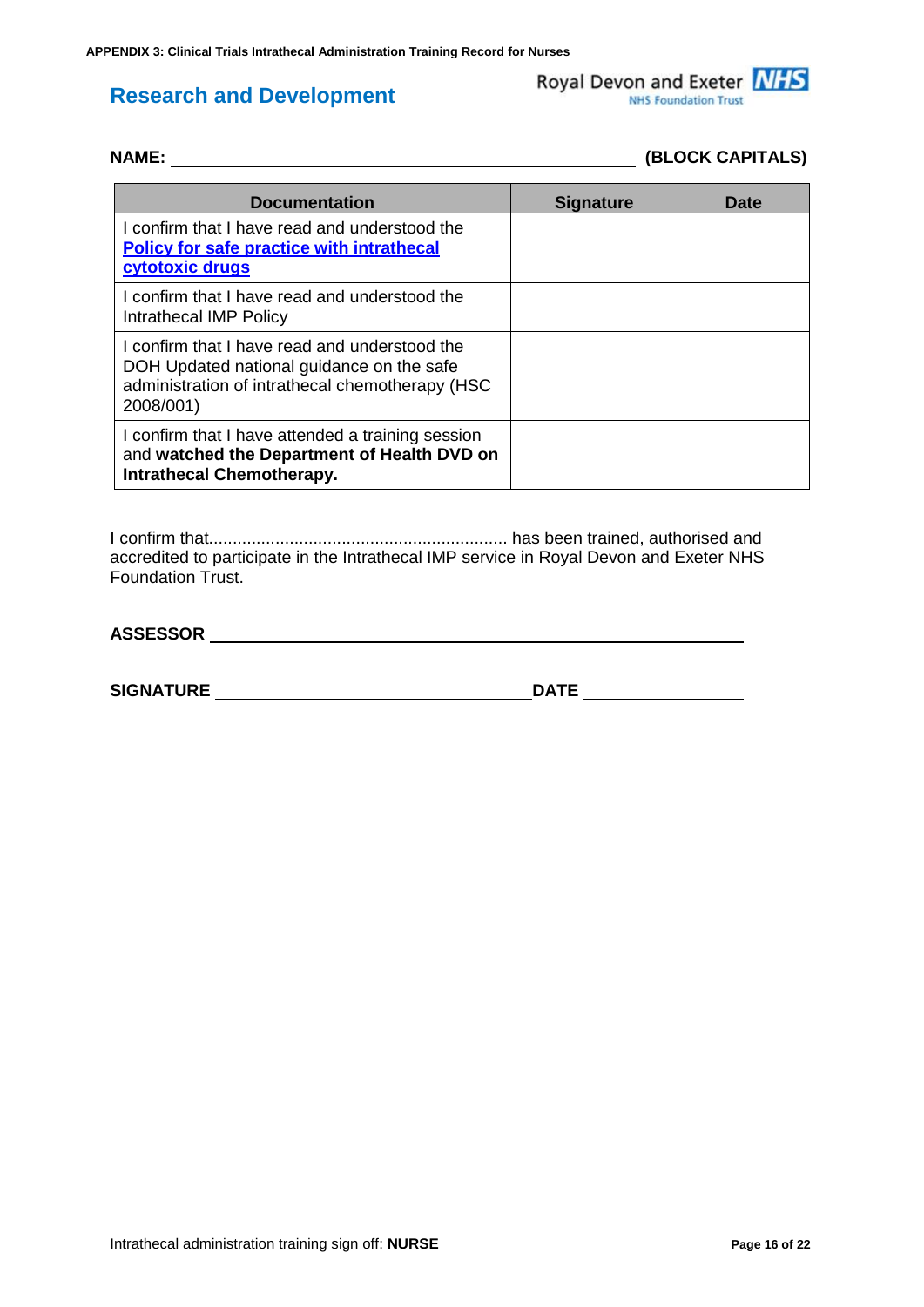**APPENDIX 3: Clinical Trials Intrathecal Administration Training Record for Nurses**

## Research and Development

Royal Devon and Exeter NHS
NHS Foundation Trust

**NAME:** ______________________________________________ **(BLOCK CAPITALS)**

| Documentation | Signature | Date |
|---|---|---|
| I confirm that I have read and understood the **Policy for safe practice with intrathecal cytotoxic drugs** | | |
| I confirm that I have read and understood the Intrathecal IMP Policy | | |
| I confirm that I have read and understood the DOH Updated national guidance on the safe administration of intrathecal chemotherapy (HSC 2008/001) | | |
| I confirm that I have attended a training session and **watched the Department of Health DVD on Intrathecal Chemotherapy.** | | |

I confirm that............................................................... has been trained, authorised and accredited to participate in the Intrathecal IMP service in Royal Devon and Exeter NHS Foundation Trust.

**ASSESSOR** ______________________________________________

**SIGNATURE** ______________________________ **DATE** ________________

Intrathecal administration training sign off: **NURSE**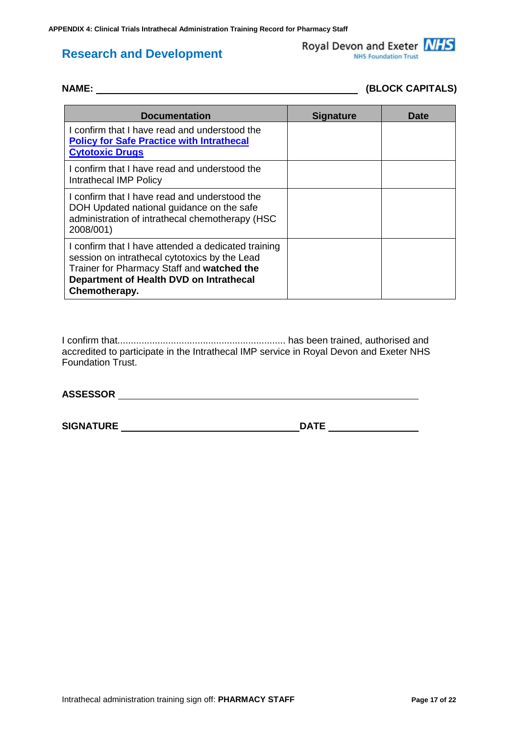**APPENDIX 4: Clinical Trials Intrathecal Administration Training Record for Pharmacy Staff**

## Research and Development

Royal Devon and Exeter NHS
NHS Foundation Trust

**NAME:** ______________________________________________ **(BLOCK CAPITALS)**

| Documentation | Signature | Date |
|---|---|---|
| I confirm that I have read and understood the **Policy for Safe Practice with Intrathecal Cytotoxic Drugs** | | |
| I confirm that I have read and understood the Intrathecal IMP Policy | | |
| I confirm that I have read and understood the DOH Updated national guidance on the safe administration of intrathecal chemotherapy (HSC 2008/001) | | |
| I confirm that I have attended a dedicated training session on intrathecal cytotoxics by the Lead Trainer for Pharmacy Staff and **watched the Department of Health DVD on Intrathecal Chemotherapy.** | | |

I confirm that................................................................ has been trained, authorised and accredited to participate in the Intrathecal IMP service in Royal Devon and Exeter NHS Foundation Trust.

**ASSESSOR** ______________________________________________

**SIGNATURE** ______________________________ **DATE** ________________

Intrathecal administration training sign off: **PHARMACY STAFF**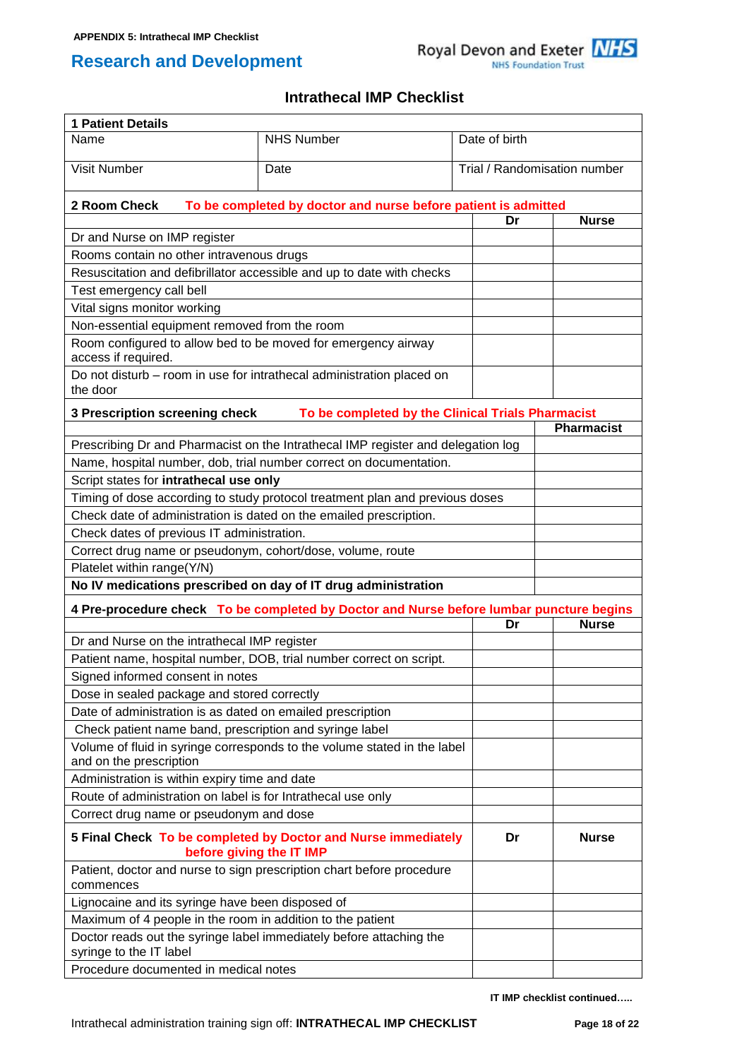**APPENDIX 5: Intrathecal IMP Checklist**

## Research and Development

# Intrathecal IMP Checklist

| **1 Patient Details** | | |
|---|---|---|
| Name | NHS Number | Date of birth |
| Visit Number | Date | Trial / Randomisation number |

| **2 Room Check** To be completed by doctor and nurse before patient is admitted | **Dr** | **Nurse** |
|---|---|---|
| Dr and Nurse on IMP register | | |
| Rooms contain no other intravenous drugs | | |
| Resuscitation and defibrillator accessible and up to date with checks | | |
| Test emergency call bell | | |
| Vital signs monitor working | | |
| Non-essential equipment removed from the room | | |
| Room configured to allow bed to be moved for emergency airway access if required. | | |
| Do not disturb – room in use for intrathecal administration placed on the door | | |

| **3 Prescription screening check** To be completed by the Clinical Trials Pharmacist | **Pharmacist** |
|---|---|
| Prescribing Dr and Pharmacist on the Intrathecal IMP register and delegation log | |
| Name, hospital number, dob, trial number correct on documentation. | |
| Script states for **intrathecal use only** | |
| Timing of dose according to study protocol treatment plan and previous doses | |
| Check date of administration is dated on the emailed prescription. | |
| Check dates of previous IT administration. | |
| Correct drug name or pseudonym, cohort/dose, volume, route | |
| Platelet within range(Y/N) | |
| **No IV medications prescribed on day of IT drug administration** | |

| **4 Pre-procedure check** To be completed by Doctor and Nurse before lumbar puncture begins | **Dr** | **Nurse** |
|---|---|---|
| Dr and Nurse on the intrathecal IMP register | | |
| Patient name, hospital number, DOB, trial number correct on script. | | |
| Signed informed consent in notes | | |
| Dose in sealed package and stored correctly | | |
| Date of administration is as dated on emailed prescription | | |
| Check patient name band, prescription and syringe label | | |
| Volume of fluid in syringe corresponds to the volume stated in the label and on the prescription | | |
| Administration is within expiry time and date | | |
| Route of administration on label is for Intrathecal use only | | |
| Correct drug name or pseudonym and dose | | |

| **5 Final Check** To be completed by Doctor and Nurse immediately before giving the IT IMP | **Dr** | **Nurse** |
|---|---|---|
| Patient, doctor and nurse to sign prescription chart before procedure commences | | |
| Lignocaine and its syringe have been disposed of | | |
| Maximum of 4 people in the room in addition to the patient | | |
| Doctor reads out the syringe label immediately before attaching the syringe to the IT label | | |
| Procedure documented in medical notes | | |

**IT IMP checklist continued…..**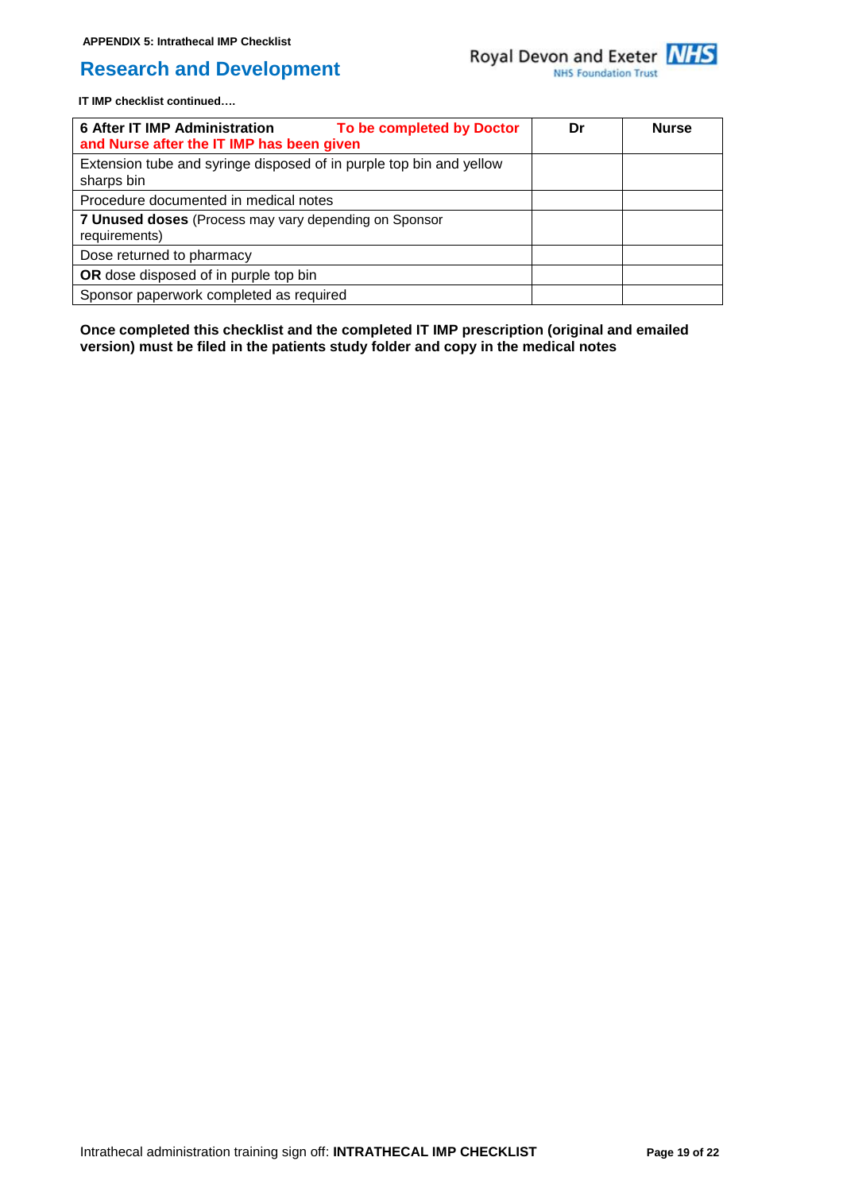APPENDIX 5: Intrathecal IMP Checklist

## Research and Development

**IT IMP checklist continued….**

| **6 After IT IMP Administration** **To be completed by Doctor and Nurse after the IT IMP has been given** | **Dr** | **Nurse** |
|---|---|---|
| Extension tube and syringe disposed of in purple top bin and yellow sharps bin | | |
| Procedure documented in medical notes | | |
| **7 Unused doses** (Process may vary depending on Sponsor requirements) | | |
| Dose returned to pharmacy | | |
| **OR** dose disposed of in purple top bin | | |
| Sponsor paperwork completed as required | | |

**Once completed this checklist and the completed IT IMP prescription (original and emailed version) must be filed in the patients study folder and copy in the medical notes**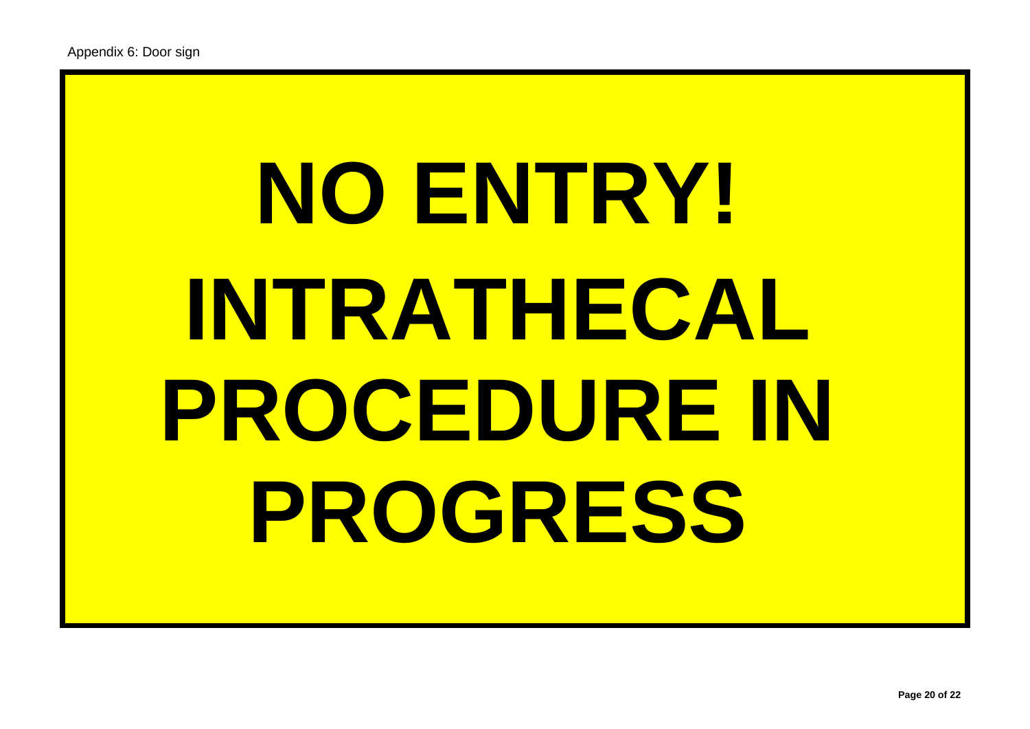Appendix 6: Door sign

# NO ENTRY!
# INTRATHECAL PROCEDURE IN PROGRESS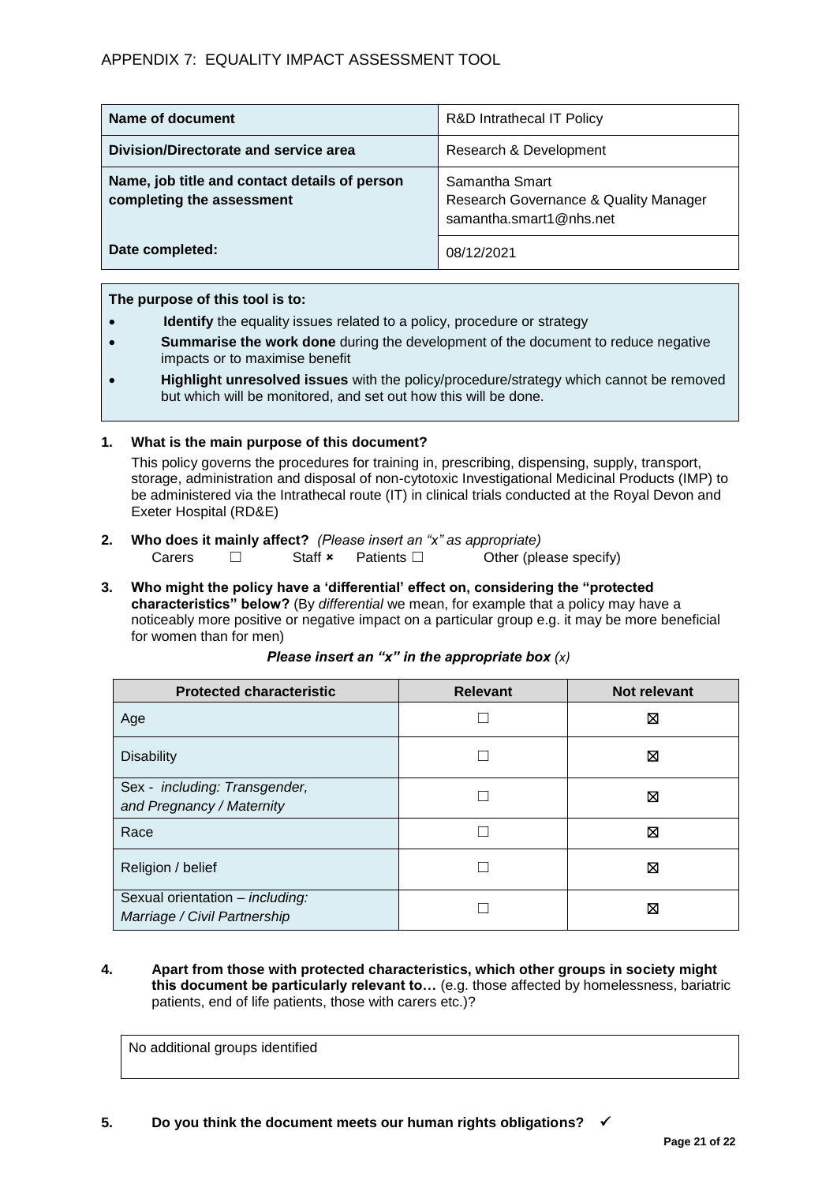## APPENDIX 7: EQUALITY IMPACT ASSESSMENT TOOL

| **Name of document** | R&D Intrathecal IT Policy |
|---|---|
| **Division/Directorate and service area** | Research & Development |
| **Name, job title and contact details of person completing the assessment** | Samantha Smart<br>Research Governance & Quality Manager<br>samantha.smart1@nhs.net |
| **Date completed:** | 08/12/2021 |

**The purpose of this tool is to:**

- **Identify** the equality issues related to a policy, procedure or strategy
- **Summarise the work done** during the development of the document to reduce negative impacts or to maximise benefit
- **Highlight unresolved issues** with the policy/procedure/strategy which cannot be removed but which will be monitored, and set out how this will be done.

**1. What is the main purpose of this document?**

This policy governs the procedures for training in, prescribing, dispensing, supply, transport, storage, administration and disposal of non-cytotoxic Investigational Medicinal Products (IMP) to be administered via the Intrathecal route (IT) in clinical trials conducted at the Royal Devon and Exeter Hospital (RD&E)

**2. Who does it mainly affect?** *(Please insert an "x" as appropriate)*

Carers ☐ Staff × Patients ☐ Other (please specify)

**3. Who might the policy have a 'differential' effect on, considering the "protected characteristics" below?** (By *differential* we mean, for example that a policy may have a noticeably more positive or negative impact on a particular group e.g. it may be more beneficial for women than for men)

***Please insert an "x" in the appropriate box** (x)*

| Protected characteristic | Relevant | Not relevant |
|---|---|---|
| Age | ☐ | ☒ |
| Disability | ☐ | ☒ |
| Sex - *including: Transgender, and Pregnancy / Maternity* | ☐ | ☒ |
| Race | ☐ | ☒ |
| Religion / belief | ☐ | ☒ |
| Sexual orientation – *including: Marriage / Civil Partnership* | ☐ | ☒ |

**4. Apart from those with protected characteristics, which other groups in society might this document be particularly relevant to…** (e.g. those affected by homelessness, bariatric patients, end of life patients, those with carers etc.)?

| No additional groups identified |
|---|

**5. Do you think the document meets our human rights obligations?** ✓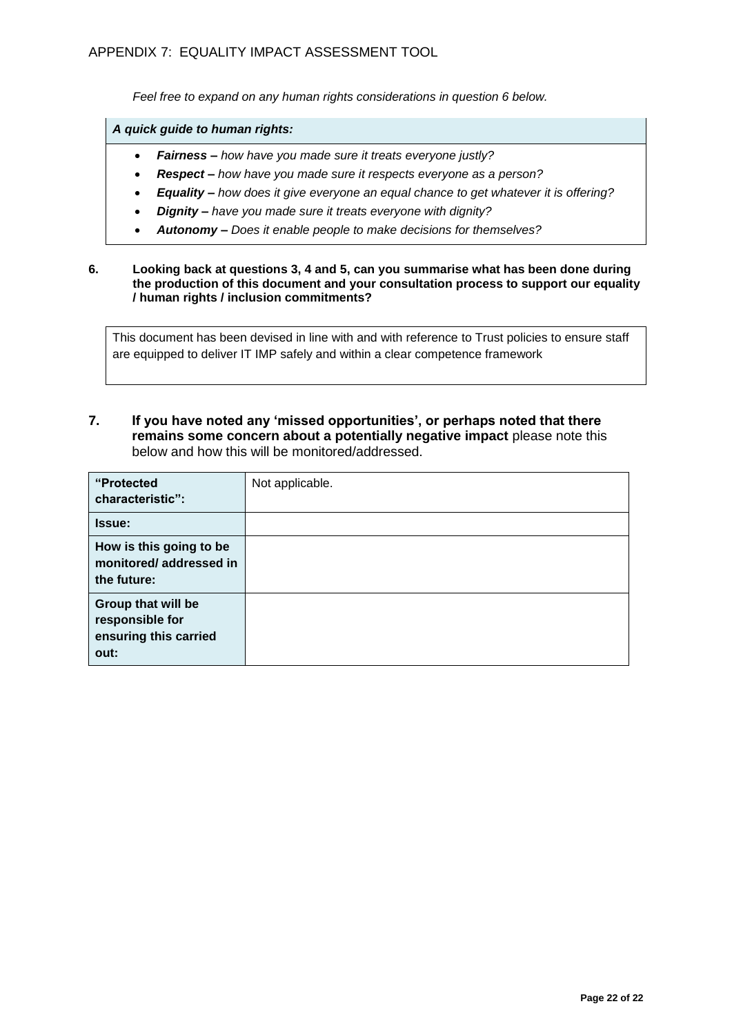APPENDIX 7: EQUALITY IMPACT ASSESSMENT TOOL

*Feel free to expand on any human rights considerations in question 6 below.*

| ***A quick guide to human rights:*** |
|---|
| • ***Fairness –*** *how have you made sure it treats everyone justly?*<br>• ***Respect –*** *how have you made sure it respects everyone as a person?*<br>• ***Equality –*** *how does it give everyone an equal chance to get whatever it is offering?*<br>• ***Dignity –*** *have you made sure it treats everyone with dignity?*<br>• ***Autonomy –*** *Does it enable people to make decisions for themselves?* |

**6. Looking back at questions 3, 4 and 5, can you summarise what has been done during the production of this document and your consultation process to support our equality / human rights / inclusion commitments?**

| |
|---|
| This document has been devised in line with and with reference to Trust policies to ensure staff are equipped to deliver IT IMP safely and within a clear competence framework |

**7. If you have noted any 'missed opportunities', or perhaps noted that there remains some concern about a potentially negative impact** please note this below and how this will be monitored/addressed.

| | |
|---|---|
| **"Protected characteristic":** | Not applicable. |
| **Issue:** | |
| **How is this going to be monitored/ addressed in the future:** | |
| **Group that will be responsible for ensuring this carried out:** | |